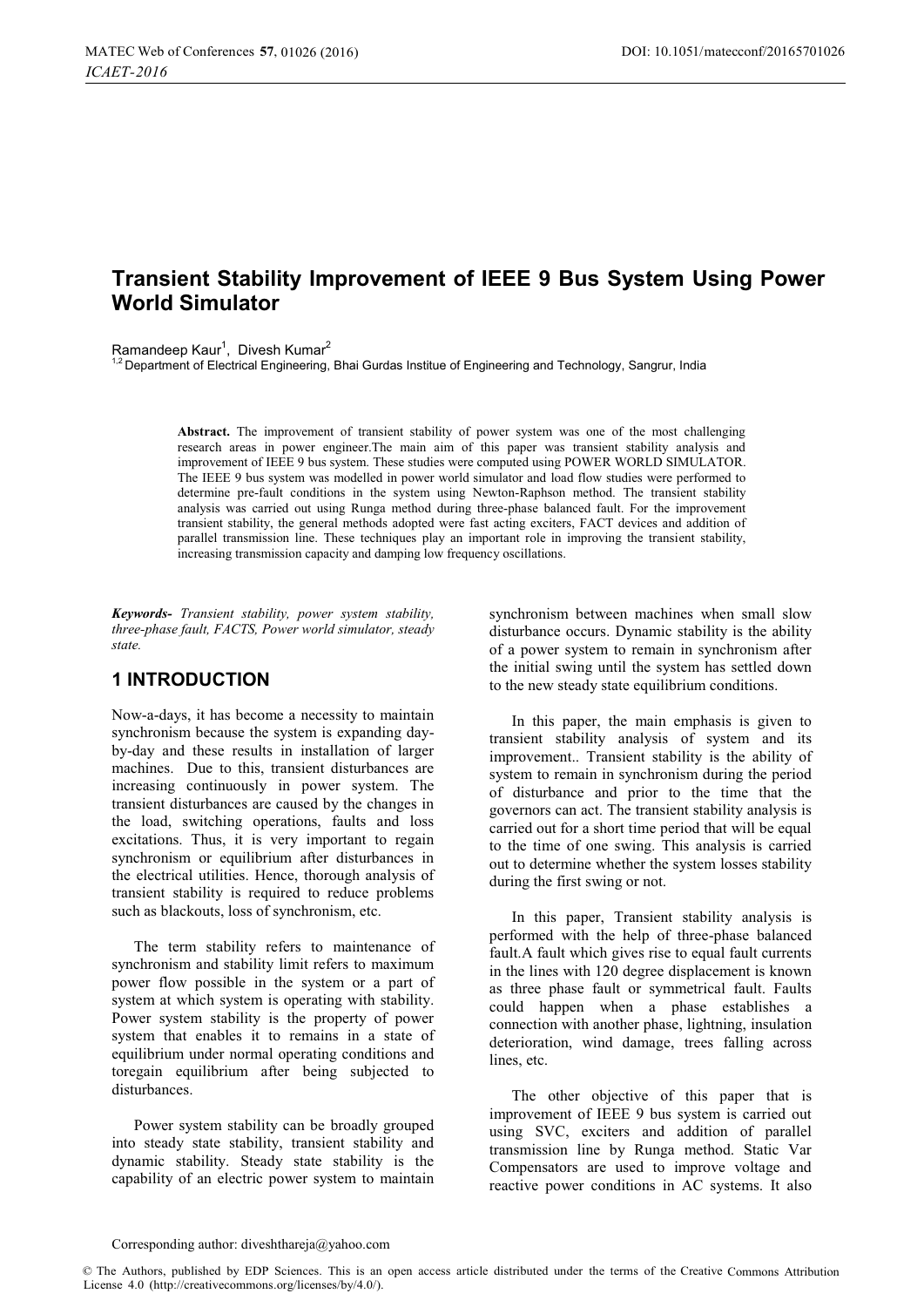# Transient Stability Improvement of IEEE 9 Bus System Using Power World Simulator

Ramandeep Kaur[1], Divesh Kumar[2]

[1,2] Department of Electrical Engineering, Bhai Gurdas Institue of Engineering and Technology, Sangrur, India

**Abstract.** The improvement of transient stability of power system was one of the most challenging research areas in power engineer.The main aim of this paper was transient stability analysis and improvement of IEEE 9 bus system. These studies were computed using POWER WORLD SIMULATOR. The IEEE 9 bus system was modelled in power world simulator and load flow studies were performed to determine pre-fault conditions in the system using Newton-Raphson method. The transient stability analysis was carried out using Runga method during three-phase balanced fault. For the improvement transient stability, the general methods adopted were fast acting exciters, FACT devices and addition of parallel transmission line. These techniques play an important role in improving the transient stability, increasing transmission capacity and damping low frequency oscillations.

***Keywords-*** *Transient stability, power system stability, three-phase fault, FACTS, Power world simulator, steady state.*

## 1 INTRODUCTION

Now-a-days, it has become a necessity to maintain synchronism because the system is expanding day-by-day and these results in installation of larger machines. Due to this, transient disturbances are increasing continuously in power system. The transient disturbances are caused by the changes in the load, switching operations, faults and loss excitations. Thus, it is very important to regain synchronism or equilibrium after disturbances in the electrical utilities. Hence, thorough analysis of transient stability is required to reduce problems such as blackouts, loss of synchronism, etc.

The term stability refers to maintenance of synchronism and stability limit refers to maximum power flow possible in the system or a part of system at which system is operating with stability. Power system stability is the property of power system that enables it to remains in a state of equilibrium under normal operating conditions and toregain equilibrium after being subjected to disturbances.

Power system stability can be broadly grouped into steady state stability, transient stability and dynamic stability. Steady state stability is the capability of an electric power system to maintain synchronism between machines when small slow disturbance occurs. Dynamic stability is the ability of a power system to remain in synchronism after the initial swing until the system has settled down to the new steady state equilibrium conditions.

In this paper, the main emphasis is given to transient stability analysis of system and its improvement.. Transient stability is the ability of system to remain in synchronism during the period of disturbance and prior to the time that the governors can act. The transient stability analysis is carried out for a short time period that will be equal to the time of one swing. This analysis is carried out to determine whether the system losses stability during the first swing or not.

In this paper, Transient stability analysis is performed with the help of three-phase balanced fault.A fault which gives rise to equal fault currents in the lines with 120 degree displacement is known as three phase fault or symmetrical fault. Faults could happen when a phase establishes a connection with another phase, lightning, insulation deterioration, wind damage, trees falling across lines, etc.

The other objective of this paper that is improvement of IEEE 9 bus system is carried out using SVC, exciters and addition of parallel transmission line by Runga method. Static Var Compensators are used to improve voltage and reactive power conditions in AC systems. It also

Corresponding author: diveshthareja@yahoo.com

© The Authors, published by EDP Sciences. This is an open access article distributed under the terms of the Creative Commons Attribution License 4.0 (http://creativecommons.org/licenses/by/4.0/).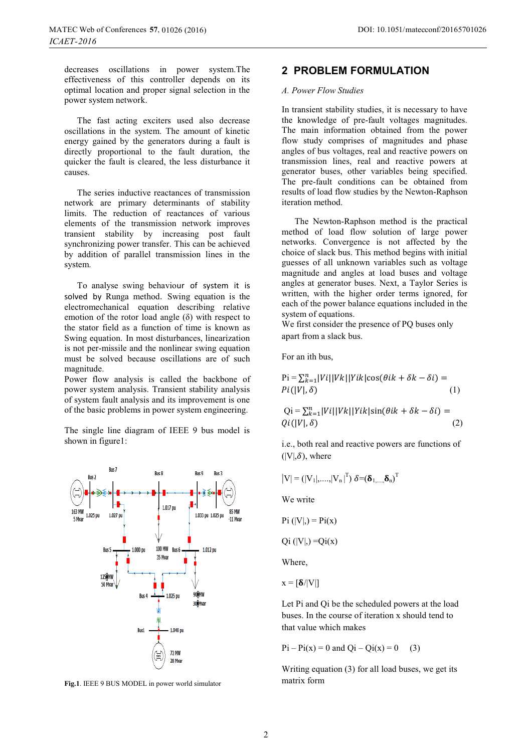decreases oscillations in power system.The effectiveness of this controller depends on its optimal location and proper signal selection in the power system network.

The fast acting exciters used also decrease oscillations in the system. The amount of kinetic energy gained by the generators during a fault is directly proportional to the fault duration, the quicker the fault is cleared, the less disturbance it causes.

The series inductive reactances of transmission network are primary determinants of stability limits. The reduction of reactances of various elements of the transmission network improves transient stability by increasing post fault synchronizing power transfer. This can be achieved by addition of parallel transmission lines in the system.

To analyse swing behaviour of system it is solved by Runga method. Swing equation is the electromechanical equation describing relative emotion of the rotor load angle (δ) with respect to the stator field as a function of time is known as Swing equation. In most disturbances, linearization is not per-missile and the nonlinear swing equation must be solved because oscillations are of such magnitude.

Power flow analysis is called the backbone of power system analysis. Transient stability analysis of system fault analysis and its improvement is one of the basic problems in power system engineering.

The single line diagram of IEEE 9 bus model is shown in figure1:

**Fig.1**. IEEE 9 BUS MODEL in power world simulator

## 2 PROBLEM FORMULATION

*A. Power Flow Studies*

In transient stability studies, it is necessary to have the knowledge of pre-fault voltages magnitudes. The main information obtained from the power flow study comprises of magnitudes and phase angles of bus voltages, real and reactive powers on transmission lines, real and reactive powers at generator buses, other variables being specified. The pre-fault conditions can be obtained from results of load flow studies by the Newton-Raphson iteration method.

The Newton-Raphson method is the practical method of load flow solution of large power networks. Convergence is not affected by the choice of slack bus. This method begins with initial guesses of all unknown variables such as voltage magnitude and angles at load buses and voltage angles at generator buses. Next, a Taylor Series is written, with the higher order terms ignored, for each of the power balance equations included in the system of equations.

We first consider the presence of PQ buses only apart from a slack bus.

For an ith bus,

$$Pi = \sum_{k=1}^{n} |Vi||Vk||Yik|\cos(\theta ik + \delta k - \delta i) = Pi(|V|, \delta) \quad (1)$$

$$Qi = \sum_{k=1}^{n} |Vi||Vk||Yik|\sin(\theta ik + \delta k - \delta i) = Qi(|V|, \delta) \quad (2)$$

i.e., both real and reactive powers are functions of $(|V|, \delta)$, where

$|V| = (|V_1|,....,|V_n|^T)$ $\delta = (\boldsymbol{\delta}_1,....,\boldsymbol{\delta}_n)^T$

We write

Pi (|V|,) = Pi(x)

Qi (|V|,) =Qi(x)

Where,

$x = [\boldsymbol{\delta}/|V|]$

Let Pi and Qi be the scheduled powers at the load buses. In the course of iteration x should tend to that value which makes

Pi – Pi(x) = 0 and Qi – Qi(x) = 0 (3)

Writing equation (3) for all load buses, we get its matrix form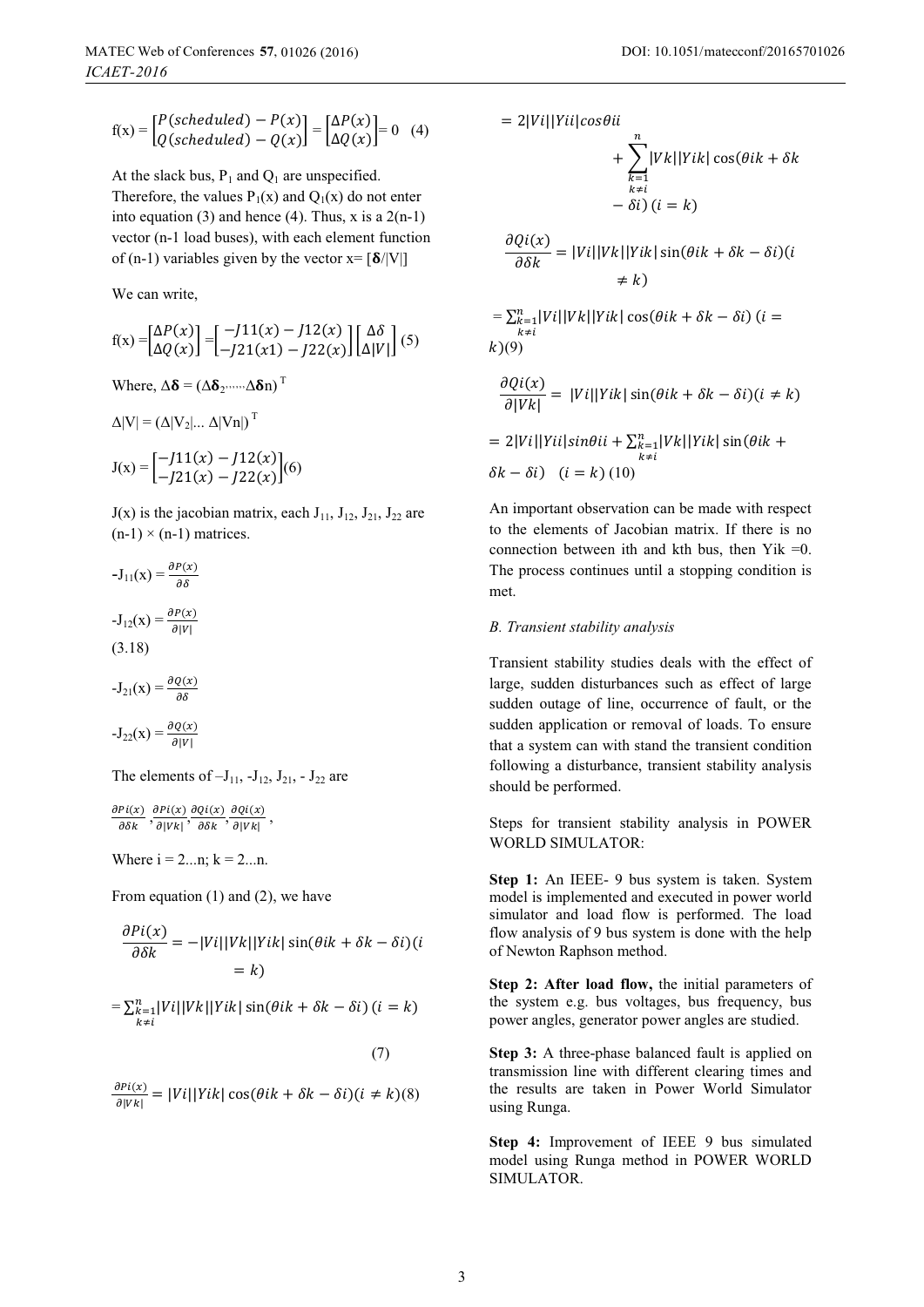$$f(x) = \begin{bmatrix} P(scheduled) - P(x) \\ Q(scheduled) - Q(x) \end{bmatrix} = \begin{bmatrix} \Delta P(x) \\ \Delta Q(x) \end{bmatrix} = 0 \quad (4)$$

At the slack bus, $P_1$ and $Q_1$ are unspecified. Therefore, the values $P_1(x)$ and $Q_1(x)$ do not enter into equation (3) and hence (4). Thus, x is a 2(n-1) vector (n-1 load buses), with each element function of (n-1) variables given by the vector x= [$\boldsymbol{\delta}$/|V|]

We can write,

$$f(x) = \begin{bmatrix} \Delta P(x) \\ \Delta Q(x) \end{bmatrix} = \begin{bmatrix} -J11(x) - J12(x) \\ -J21(x1) - J22(x) \end{bmatrix} \begin{bmatrix} \Delta \delta \\ \Delta |V| \end{bmatrix} \quad (5)$$

Where, $\Delta \boldsymbol{\delta} = (\Delta \boldsymbol{\delta}_2, \ldots, \Delta \boldsymbol{\delta} n)^T$

$\Delta |V| = (\Delta |V_2| \ldots \Delta |Vn|)^T$

$$J(x) = \begin{bmatrix} -J11(x) - J12(x) \\ -J21(x) - J22(x) \end{bmatrix} (6)$$

J(x) is the jacobian matrix, each $J_{11}$, $J_{12}$, $J_{21}$, $J_{22}$ are (n-1) × (n-1) matrices.

$$-J_{11}(x) = \frac{\partial P(x)}{\partial \delta}$$

$$-J_{12}(x) = \frac{\partial P(x)}{\partial |V|}$$

(3.18)

$$-J_{21}(x) = \frac{\partial Q(x)}{\partial \delta}$$

$$-J_{22}(x) = \frac{\partial Q(x)}{\partial |V|}$$

The elements of $-J_{11}$, $-J_{12}$, $J_{21}$, $-J_{22}$ are

$\frac{\partial Pi(x)}{\partial \delta k}, \frac{\partial Pi(x)}{\partial |Vk|}, \frac{\partial Qi(x)}{\partial \delta k}, \frac{\partial Qi(x)}{\partial |Vk|}$,

Where i = 2...n; k = 2...n.

From equation (1) and (2), we have

$$\frac{\partial Pi(x)}{\partial \delta k} = -|Vi||Vk||Yik| \sin(\theta ik + \delta k - \delta i)(i = k)$$

$$= \sum_{\substack{k=1 \\ k \neq i}}^{n} |Vi||Vk||Yik| \sin(\theta ik + \delta k - \delta i) \; (i = k)$$

(7)

$$\frac{\partial Pi(x)}{\partial |Vk|} = |Vi||Yik| \cos(\theta ik + \delta k - \delta i)(i \neq k)(8)$$

$$= 2|Vi||Yii| cos\theta ii + \sum_{\substack{k=1 \\ k \neq i}}^{n} |Vk||Yik| \cos(\theta ik + \delta k - \delta i) \; (i = k)$$

$$\frac{\partial Qi(x)}{\partial \delta k} = |Vi||Vk||Yik| \sin(\theta ik + \delta k - \delta i)(i \neq k)$$

$$= \sum_{\substack{k=1 \\ k \neq i}}^{n} |Vi||Vk||Yik| \cos(\theta ik + \delta k - \delta i) \; (i = k)(9)$$

$$\frac{\partial Qi(x)}{\partial |Vk|} = |Vi||Yik| \sin(\theta ik + \delta k - \delta i)(i \neq k)$$

$$= 2|Vi||Yii| sin\theta ii + \sum_{\substack{k=1 \\ k \neq i}}^{n} |Vk||Yik| \sin(\theta ik + \delta k - \delta i) \quad (i = k) \; (10)$$

An important observation can be made with respect to the elements of Jacobian matrix. If there is no connection between ith and kth bus, then Yik =0. The process continues until a stopping condition is met.

### *B. Transient stability analysis*

Transient stability studies deals with the effect of large, sudden disturbances such as effect of large sudden outage of line, occurrence of fault, or the sudden application or removal of loads. To ensure that a system can with stand the transient condition following a disturbance, transient stability analysis should be performed.

Steps for transient stability analysis in POWER WORLD SIMULATOR:

**Step 1:** An IEEE- 9 bus system is taken. System model is implemented and executed in power world simulator and load flow is performed. The load flow analysis of 9 bus system is done with the help of Newton Raphson method.

**Step 2: After load flow,** the initial parameters of the system e.g. bus voltages, bus frequency, bus power angles, generator power angles are studied.

**Step 3:** A three-phase balanced fault is applied on transmission line with different clearing times and the results are taken in Power World Simulator using Runga.

**Step 4:** Improvement of IEEE 9 bus simulated model using Runga method in POWER WORLD SIMULATOR.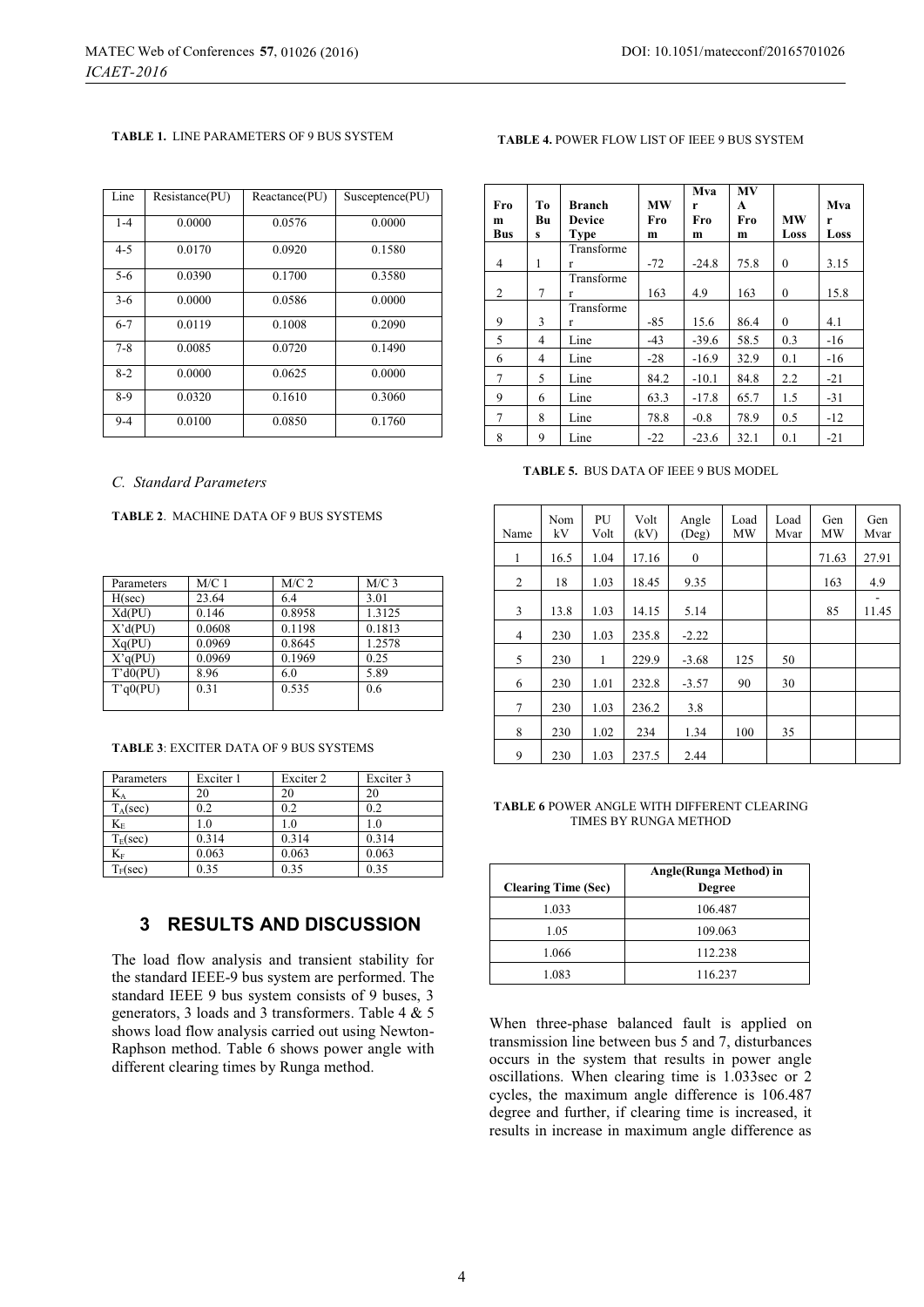**TABLE 1.** LINE PARAMETERS OF 9 BUS SYSTEM

| Line | Resistance(PU) | Reactance(PU) | Susceptence(PU) |
|---|---|---|---|
| 1-4 | 0.0000 | 0.0576 | 0.0000 |
| 4-5 | 0.0170 | 0.0920 | 0.1580 |
| 5-6 | 0.0390 | 0.1700 | 0.3580 |
| 3-6 | 0.0000 | 0.0586 | 0.0000 |
| 6-7 | 0.0119 | 0.1008 | 0.2090 |
| 7-8 | 0.0085 | 0.0720 | 0.1490 |
| 8-2 | 0.0000 | 0.0625 | 0.0000 |
| 8-9 | 0.0320 | 0.1610 | 0.3060 |
| 9-4 | 0.0100 | 0.0850 | 0.1760 |

*C. Standard Parameters*

**TABLE 2**. MACHINE DATA OF 9 BUS SYSTEMS

| Parameters | M/C 1 | M/C 2 | M/C 3 |
|---|---|---|---|
| H(sec) | 23.64 | 6.4 | 3.01 |
| Xd(PU) | 0.146 | 0.8958 | 1.3125 |
| X'd(PU) | 0.0608 | 0.1198 | 0.1813 |
| Xq(PU) | 0.0969 | 0.8645 | 1.2578 |
| X'q(PU) | 0.0969 | 0.1969 | 0.25 |
| T'd0(PU) | 8.96 | 6.0 | 5.89 |
| T'q0(PU) | 0.31 | 0.535 | 0.6 |

**TABLE 3**: EXCITER DATA OF 9 BUS SYSTEMS

| Parameters | Exciter 1 | Exciter 2 | Exciter 3 |
|---|---|---|---|
| $K_A$ | 20 | 20 | 20 |
| $T_A$(sec) | 0.2 | 0.2 | 0.2 |
| $K_E$ | 1.0 | 1.0 | 1.0 |
| $T_E$(sec) | 0.314 | 0.314 | 0.314 |
| $K_F$ | 0.063 | 0.063 | 0.063 |
| $T_F$(sec) | 0.35 | 0.35 | 0.35 |

## 3 RESULTS AND DISCUSSION

The load flow analysis and transient stability for the standard IEEE-9 bus system are performed. The standard IEEE 9 bus system consists of 9 buses, 3 generators, 3 loads and 3 transformers. Table 4 & 5 shows load flow analysis carried out using Newton-Raphson method. Table 6 shows power angle with different clearing times by Runga method.

**TABLE 4.** POWER FLOW LIST OF IEEE 9 BUS SYSTEM

| From Bus | To Bus | Branch Device Type | MW From | Mvar From | MVA From | MW Loss | Mvar Loss |
|---|---|---|---|---|---|---|---|
| 4 | 1 | Transformer | -72 | -24.8 | 75.8 | 0 | 3.15 |
| 2 | 7 | Transformer | 163 | 4.9 | 163 | 0 | 15.8 |
| 9 | 3 | Transformer | -85 | 15.6 | 86.4 | 0 | 4.1 |
| 5 | 4 | Line | -43 | -39.6 | 58.5 | 0.3 | -16 |
| 6 | 4 | Line | -28 | -16.9 | 32.9 | 0.1 | -16 |
| 7 | 5 | Line | 84.2 | -10.1 | 84.8 | 2.2 | -21 |
| 9 | 6 | Line | 63.3 | -17.8 | 65.7 | 1.5 | -31 |
| 7 | 8 | Line | 78.8 | -0.8 | 78.9 | 0.5 | -12 |
| 8 | 9 | Line | -22 | -23.6 | 32.1 | 0.1 | -21 |

**TABLE 5.** BUS DATA OF IEEE 9 BUS MODEL

| Name | Nom kV | PU Volt | Volt (kV) | Angle (Deg) | Load MW | Load Mvar | Gen MW | Gen Mvar |
|---|---|---|---|---|---|---|---|---|
| 1 | 16.5 | 1.04 | 17.16 | 0 | | | 71.63 | 27.91 |
| 2 | 18 | 1.03 | 18.45 | 9.35 | | | 163 | 4.9 |
| 3 | 13.8 | 1.03 | 14.15 | 5.14 | | | 85 | -11.45 |
| 4 | 230 | 1.03 | 235.8 | -2.22 | | | | |
| 5 | 230 | 1 | 229.9 | -3.68 | 125 | 50 | | |
| 6 | 230 | 1.01 | 232.8 | -3.57 | 90 | 30 | | |
| 7 | 230 | 1.03 | 236.2 | 3.8 | | | | |
| 8 | 230 | 1.02 | 234 | 1.34 | 100 | 35 | | |
| 9 | 230 | 1.03 | 237.5 | 2.44 | | | | |

**TABLE 6** POWER ANGLE WITH DIFFERENT CLEARING TIMES BY RUNGA METHOD

| Clearing Time (Sec) | Angle(Runga Method) in Degree |
|---|---|
| 1.033 | 106.487 |
| 1.05 | 109.063 |
| 1.066 | 112.238 |
| 1.083 | 116.237 |

When three-phase balanced fault is applied on transmission line between bus 5 and 7, disturbances occurs in the system that results in power angle oscillations. When clearing time is 1.033sec or 2 cycles, the maximum angle difference is 106.487 degree and further, if clearing time is increased, it results in increase in maximum angle difference as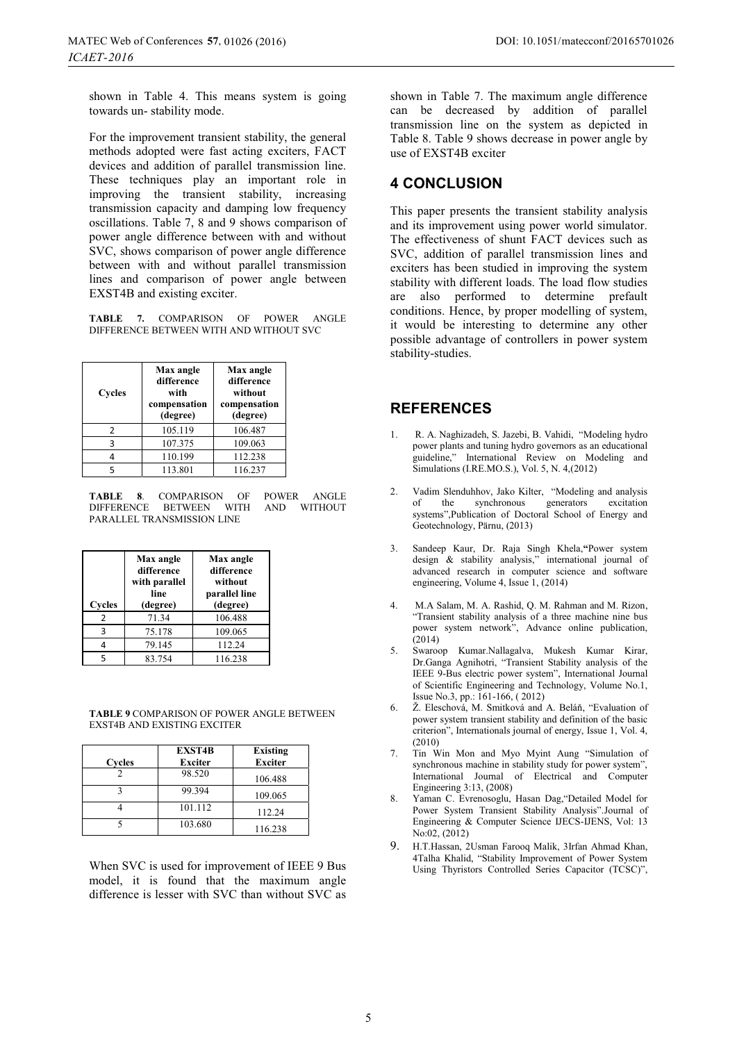shown in Table 4. This means system is going towards un- stability mode.

For the improvement transient stability, the general methods adopted were fast acting exciters, FACT devices and addition of parallel transmission line. These techniques play an important role in improving the transient stability, increasing transmission capacity and damping low frequency oscillations. Table 7, 8 and 9 shows comparison of power angle difference between with and without SVC, shows comparison of power angle difference between with and without parallel transmission lines and comparison of power angle between EXST4B and existing exciter.

**TABLE 7.** COMPARISON OF POWER ANGLE DIFFERENCE BETWEEN WITH AND WITHOUT SVC

| Cycles | Max angle difference with compensation (degree) | Max angle difference without compensation (degree) |
|---|---|---|
| 2 | 105.119 | 106.487 |
| 3 | 107.375 | 109.063 |
| 4 | 110.199 | 112.238 |
| 5 | 113.801 | 116.237 |

**TABLE 8**. COMPARISON OF POWER ANGLE DIFFERENCE BETWEEN WITH AND WITHOUT PARALLEL TRANSMISSION LINE

| Cycles | Max angle difference with parallel line (degree) | Max angle difference without parallel line (degree) |
|---|---|---|
| 2 | 71.34 | 106.488 |
| 3 | 75.178 | 109.065 |
| 4 | 79.145 | 112.24 |
| 5 | 83.754 | 116.238 |

**TABLE 9** COMPARISON OF POWER ANGLE BETWEEN EXST4B AND EXISTING EXCITER

| Cycles | EXST4B Exciter | Existing Exciter |
|---|---|---|
| 2 | 98.520 | 106.488 |
| 3 | 99.394 | 109.065 |
| 4 | 101.112 | 112.24 |
| 5 | 103.680 | 116.238 |

When SVC is used for improvement of IEEE 9 Bus model, it is found that the maximum angle difference is lesser with SVC than without SVC as shown in Table 7. The maximum angle difference can be decreased by addition of parallel transmission line on the system as depicted in Table 8. Table 9 shows decrease in power angle by use of EXST4B exciter

## 4 CONCLUSION

This paper presents the transient stability analysis and its improvement using power world simulator. The effectiveness of shunt FACT devices such as SVC, addition of parallel transmission lines and exciters has been studied in improving the system stability with different loads. The load flow studies are also performed to determine prefault conditions. Hence, by proper modelling of system, it would be interesting to determine any other possible advantage of controllers in power system stability-studies.

## REFERENCES

1. R. A. Naghizadeh, S. Jazebi, B. Vahidi, "Modeling hydro power plants and tuning hydro governors as an educational guideline," International Review on Modeling and Simulations (I.RE.MO.S.), Vol. 5, N. 4,(2012)
2. Vadim Slenduhhov, Jako Kilter, "Modeling and analysis of the synchronous generators excitation systems",Publication of Doctoral School of Energy and Geotechnology, Pärnu, (2013)
3. Sandeep Kaur, Dr. Raja Singh Khela,"Power system design & stability analysis," international journal of advanced research in computer science and software engineering, Volume 4, Issue 1, (2014)
4. M.A Salam, M. A. Rashid, Q. M. Rahman and M. Rizon, "Transient stability analysis of a three machine nine bus power system network", Advance online publication, (2014)
5. Swaroop Kumar.Nallagalva, Mukesh Kumar Kirar, Dr.Ganga Agnihotri, "Transient Stability analysis of the IEEE 9-Bus electric power system", International Journal of Scientific Engineering and Technology, Volume No.1, Issue No.3, pp.: 161-166, ( 2012)
6. Ž. Eleschová, M. Smitková and A. Beláň, "Evaluation of power system transient stability and definition of the basic criterion", Internationals journal of energy, Issue 1, Vol. 4, (2010)
7. Tin Win Mon and Myo Myint Aung "Simulation of synchronous machine in stability study for power system", International Journal of Electrical and Computer Engineering 3:13, (2008)
8. Yaman C. Evrenosoglu, Hasan Dag,"Detailed Model for Power System Transient Stability Analysis".Journal of Engineering & Computer Science IJECS-IJENS, Vol: 13 No:02, (2012)
9. H.T.Hassan, 2Usman Farooq Malik, 3Irfan Ahmad Khan, 4Talha Khalid, "Stability Improvement of Power System Using Thyristors Controlled Series Capacitor (TCSC)",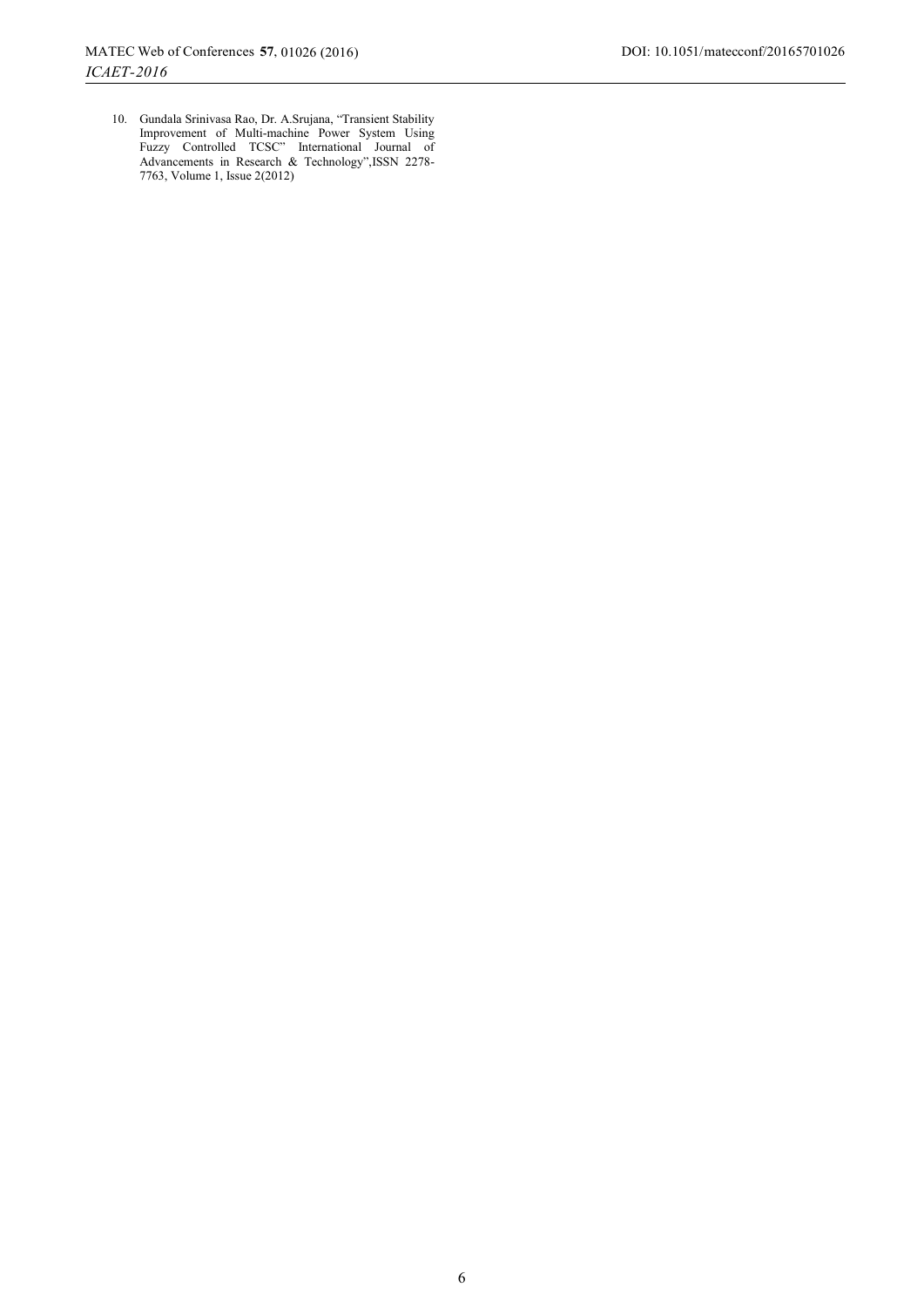10. Gundala Srinivasa Rao, Dr. A.Srujana, "Transient Stability Improvement of Multi-machine Power System Using Fuzzy Controlled TCSC" International Journal of Advancements in Research & Technology",ISSN 2278-7763, Volume 1, Issue 2(2012)